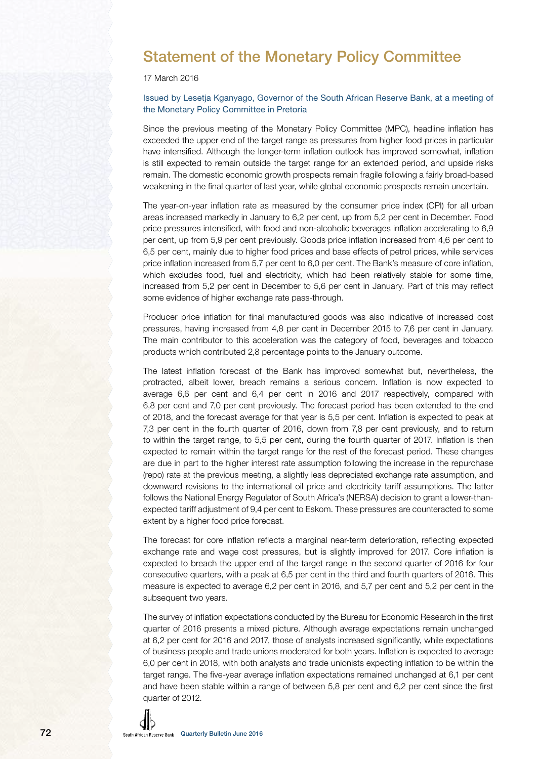# Statement of the Monetary Policy Committee

17 March 2016

Issued by Lesetja Kganyago, Governor of the South African Reserve Bank, at a meeting of the Monetary Policy Committee in Pretoria

Since the previous meeting of the Monetary Policy Committee (MPC), headline inflation has exceeded the upper end of the target range as pressures from higher food prices in particular have intensified. Although the longer-term inflation outlook has improved somewhat, inflation is still expected to remain outside the target range for an extended period, and upside risks remain. The domestic economic growth prospects remain fragile following a fairly broad-based weakening in the final quarter of last year, while global economic prospects remain uncertain.

The year-on-year inflation rate as measured by the consumer price index (CPI) for all urban areas increased markedly in January to 6,2 per cent, up from 5,2 per cent in December. Food price pressures intensified, with food and non-alcoholic beverages inflation accelerating to 6,9 per cent, up from 5,9 per cent previously. Goods price inflation increased from 4,6 per cent to 6,5 per cent, mainly due to higher food prices and base effects of petrol prices, while services price inflation increased from 5,7 per cent to 6,0 per cent. The Bank's measure of core inflation, which excludes food, fuel and electricity, which had been relatively stable for some time, increased from 5,2 per cent in December to 5,6 per cent in January. Part of this may reflect some evidence of higher exchange rate pass-through.

Producer price inflation for final manufactured goods was also indicative of increased cost pressures, having increased from 4,8 per cent in December 2015 to 7,6 per cent in January. The main contributor to this acceleration was the category of food, beverages and tobacco products which contributed 2,8 percentage points to the January outcome.

The latest inflation forecast of the Bank has improved somewhat but, nevertheless, the protracted, albeit lower, breach remains a serious concern. Inflation is now expected to average 6,6 per cent and 6,4 per cent in 2016 and 2017 respectively, compared with 6,8 per cent and 7,0 per cent previously. The forecast period has been extended to the end of 2018, and the forecast average for that year is 5,5 per cent. Inflation is expected to peak at 7,3 per cent in the fourth quarter of 2016, down from 7,8 per cent previously, and to return to within the target range, to 5,5 per cent, during the fourth quarter of 2017. Inflation is then expected to remain within the target range for the rest of the forecast period. These changes are due in part to the higher interest rate assumption following the increase in the repurchase (repo) rate at the previous meeting, a slightly less depreciated exchange rate assumption, and downward revisions to the international oil price and electricity tariff assumptions. The latter follows the National Energy Regulator of South Africa's (NERSA) decision to grant a lower-than-expected tariff adjustment of 9,4 per cent to Eskom. These pressures are counteracted to some extent by a higher food price forecast.

The forecast for core inflation reflects a marginal near-term deterioration, reflecting expected exchange rate and wage cost pressures, but is slightly improved for 2017. Core inflation is expected to breach the upper end of the target range in the second quarter of 2016 for four consecutive quarters, with a peak at 6,5 per cent in the third and fourth quarters of 2016. This measure is expected to average 6,2 per cent in 2016, and 5,7 per cent and 5,2 per cent in the subsequent two years.

The survey of inflation expectations conducted by the Bureau for Economic Research in the first quarter of 2016 presents a mixed picture. Although average expectations remain unchanged at 6,2 per cent for 2016 and 2017, those of analysts increased significantly, while expectations of business people and trade unions moderated for both years. Inflation is expected to average 6,0 per cent in 2018, with both analysts and trade unionists expecting inflation to be within the target range. The five-year average inflation expectations remained unchanged at 6,1 per cent and have been stable within a range of between 5,8 per cent and 6,2 per cent since the first quarter of 2012.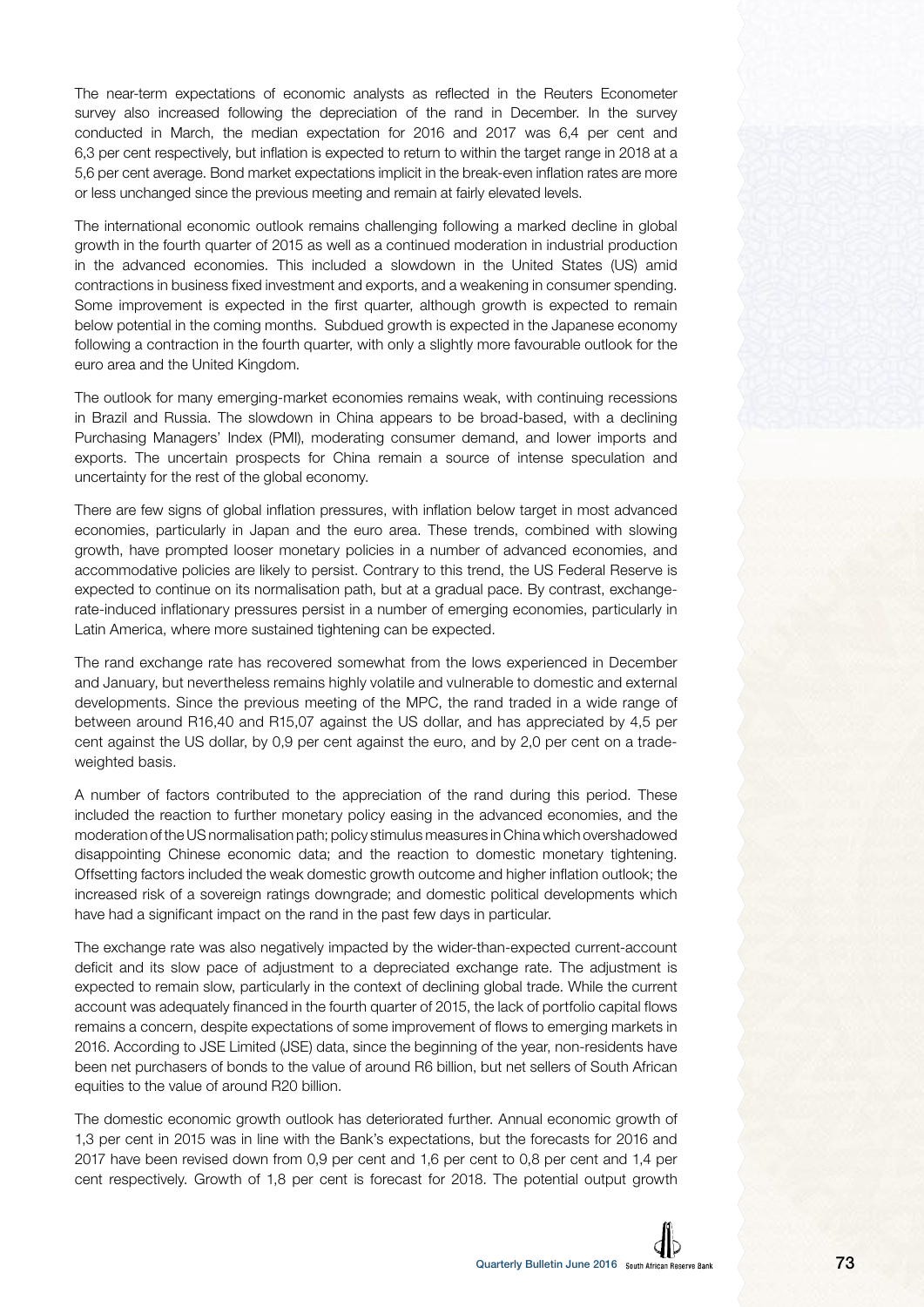The near-term expectations of economic analysts as reflected in the Reuters Econometer survey also increased following the depreciation of the rand in December. In the survey conducted in March, the median expectation for 2016 and 2017 was 6,4 per cent and 6,3 per cent respectively, but inflation is expected to return to within the target range in 2018 at a 5,6 per cent average. Bond market expectations implicit in the break-even inflation rates are more or less unchanged since the previous meeting and remain at fairly elevated levels.

The international economic outlook remains challenging following a marked decline in global growth in the fourth quarter of 2015 as well as a continued moderation in industrial production in the advanced economies. This included a slowdown in the United States (US) amid contractions in business fixed investment and exports, and a weakening in consumer spending. Some improvement is expected in the first quarter, although growth is expected to remain below potential in the coming months. Subdued growth is expected in the Japanese economy following a contraction in the fourth quarter, with only a slightly more favourable outlook for the euro area and the United Kingdom.

The outlook for many emerging-market economies remains weak, with continuing recessions in Brazil and Russia. The slowdown in China appears to be broad-based, with a declining Purchasing Managers' Index (PMI), moderating consumer demand, and lower imports and exports. The uncertain prospects for China remain a source of intense speculation and uncertainty for the rest of the global economy.

There are few signs of global inflation pressures, with inflation below target in most advanced economies, particularly in Japan and the euro area. These trends, combined with slowing growth, have prompted looser monetary policies in a number of advanced economies, and accommodative policies are likely to persist. Contrary to this trend, the US Federal Reserve is expected to continue on its normalisation path, but at a gradual pace. By contrast, exchange-rate-induced inflationary pressures persist in a number of emerging economies, particularly in Latin America, where more sustained tightening can be expected.

The rand exchange rate has recovered somewhat from the lows experienced in December and January, but nevertheless remains highly volatile and vulnerable to domestic and external developments. Since the previous meeting of the MPC, the rand traded in a wide range of between around R16,40 and R15,07 against the US dollar, and has appreciated by 4,5 per cent against the US dollar, by 0,9 per cent against the euro, and by 2,0 per cent on a trade-weighted basis.

A number of factors contributed to the appreciation of the rand during this period. These included the reaction to further monetary policy easing in the advanced economies, and the moderation of the US normalisation path; policy stimulus measures in China which overshadowed disappointing Chinese economic data; and the reaction to domestic monetary tightening. Offsetting factors included the weak domestic growth outcome and higher inflation outlook; the increased risk of a sovereign ratings downgrade; and domestic political developments which have had a significant impact on the rand in the past few days in particular.

The exchange rate was also negatively impacted by the wider-than-expected current-account deficit and its slow pace of adjustment to a depreciated exchange rate. The adjustment is expected to remain slow, particularly in the context of declining global trade. While the current account was adequately financed in the fourth quarter of 2015, the lack of portfolio capital flows remains a concern, despite expectations of some improvement of flows to emerging markets in 2016. According to JSE Limited (JSE) data, since the beginning of the year, non-residents have been net purchasers of bonds to the value of around R6 billion, but net sellers of South African equities to the value of around R20 billion.

The domestic economic growth outlook has deteriorated further. Annual economic growth of 1,3 per cent in 2015 was in line with the Bank's expectations, but the forecasts for 2016 and 2017 have been revised down from 0,9 per cent and 1,6 per cent to 0,8 per cent and 1,4 per cent respectively. Growth of 1,8 per cent is forecast for 2018. The potential output growth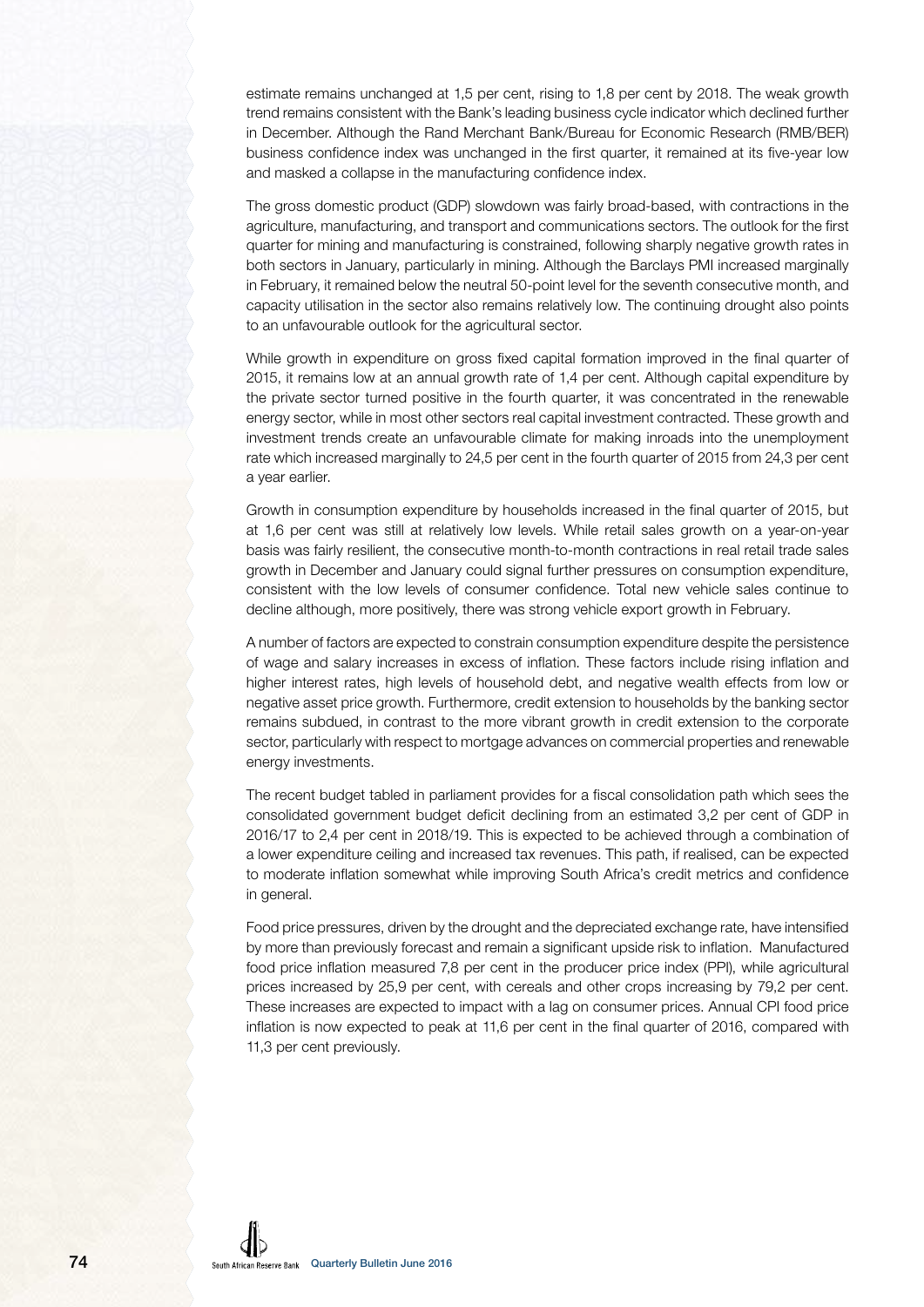estimate remains unchanged at 1,5 per cent, rising to 1,8 per cent by 2018. The weak growth trend remains consistent with the Bank's leading business cycle indicator which declined further in December. Although the Rand Merchant Bank/Bureau for Economic Research (RMB/BER) business confidence index was unchanged in the first quarter, it remained at its five-year low and masked a collapse in the manufacturing confidence index.

The gross domestic product (GDP) slowdown was fairly broad-based, with contractions in the agriculture, manufacturing, and transport and communications sectors. The outlook for the first quarter for mining and manufacturing is constrained, following sharply negative growth rates in both sectors in January, particularly in mining. Although the Barclays PMI increased marginally in February, it remained below the neutral 50-point level for the seventh consecutive month, and capacity utilisation in the sector also remains relatively low. The continuing drought also points to an unfavourable outlook for the agricultural sector.

While growth in expenditure on gross fixed capital formation improved in the final quarter of 2015, it remains low at an annual growth rate of 1,4 per cent. Although capital expenditure by the private sector turned positive in the fourth quarter, it was concentrated in the renewable energy sector, while in most other sectors real capital investment contracted. These growth and investment trends create an unfavourable climate for making inroads into the unemployment rate which increased marginally to 24,5 per cent in the fourth quarter of 2015 from 24,3 per cent a year earlier.

Growth in consumption expenditure by households increased in the final quarter of 2015, but at 1,6 per cent was still at relatively low levels. While retail sales growth on a year-on-year basis was fairly resilient, the consecutive month-to-month contractions in real retail trade sales growth in December and January could signal further pressures on consumption expenditure, consistent with the low levels of consumer confidence. Total new vehicle sales continue to decline although, more positively, there was strong vehicle export growth in February.

A number of factors are expected to constrain consumption expenditure despite the persistence of wage and salary increases in excess of inflation. These factors include rising inflation and higher interest rates, high levels of household debt, and negative wealth effects from low or negative asset price growth. Furthermore, credit extension to households by the banking sector remains subdued, in contrast to the more vibrant growth in credit extension to the corporate sector, particularly with respect to mortgage advances on commercial properties and renewable energy investments.

The recent budget tabled in parliament provides for a fiscal consolidation path which sees the consolidated government budget deficit declining from an estimated 3,2 per cent of GDP in 2016/17 to 2,4 per cent in 2018/19. This is expected to be achieved through a combination of a lower expenditure ceiling and increased tax revenues. This path, if realised, can be expected to moderate inflation somewhat while improving South Africa's credit metrics and confidence in general.

Food price pressures, driven by the drought and the depreciated exchange rate, have intensified by more than previously forecast and remain a significant upside risk to inflation. Manufactured food price inflation measured 7,8 per cent in the producer price index (PPI), while agricultural prices increased by 25,9 per cent, with cereals and other crops increasing by 79,2 per cent. These increases are expected to impact with a lag on consumer prices. Annual CPI food price inflation is now expected to peak at 11,6 per cent in the final quarter of 2016, compared with 11,3 per cent previously.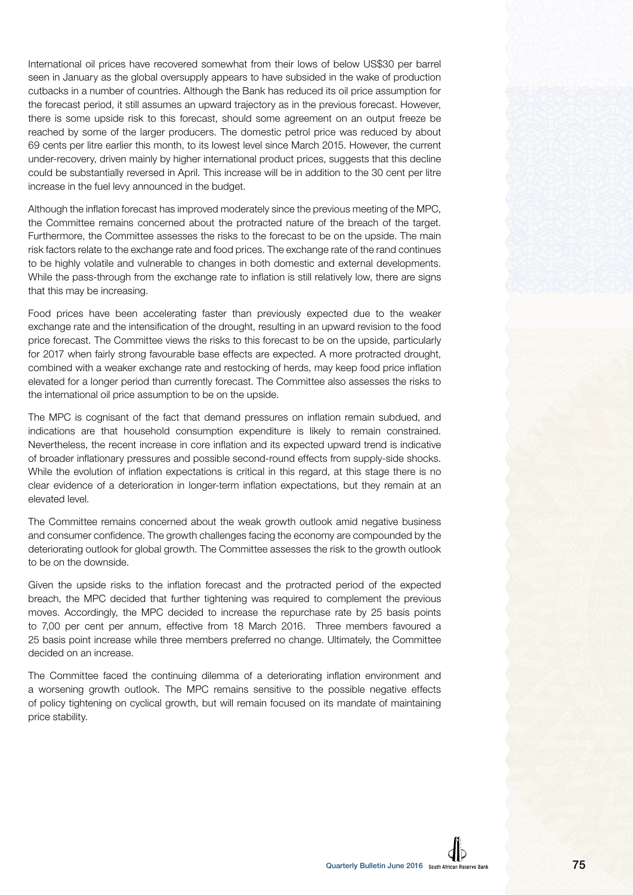International oil prices have recovered somewhat from their lows of below US$30 per barrel seen in January as the global oversupply appears to have subsided in the wake of production cutbacks in a number of countries. Although the Bank has reduced its oil price assumption for the forecast period, it still assumes an upward trajectory as in the previous forecast. However, there is some upside risk to this forecast, should some agreement on an output freeze be reached by some of the larger producers. The domestic petrol price was reduced by about 69 cents per litre earlier this month, to its lowest level since March 2015. However, the current under-recovery, driven mainly by higher international product prices, suggests that this decline could be substantially reversed in April. This increase will be in addition to the 30 cent per litre increase in the fuel levy announced in the budget.

Although the inflation forecast has improved moderately since the previous meeting of the MPC, the Committee remains concerned about the protracted nature of the breach of the target. Furthermore, the Committee assesses the risks to the forecast to be on the upside. The main risk factors relate to the exchange rate and food prices. The exchange rate of the rand continues to be highly volatile and vulnerable to changes in both domestic and external developments. While the pass-through from the exchange rate to inflation is still relatively low, there are signs that this may be increasing.

Food prices have been accelerating faster than previously expected due to the weaker exchange rate and the intensification of the drought, resulting in an upward revision to the food price forecast. The Committee views the risks to this forecast to be on the upside, particularly for 2017 when fairly strong favourable base effects are expected. A more protracted drought, combined with a weaker exchange rate and restocking of herds, may keep food price inflation elevated for a longer period than currently forecast. The Committee also assesses the risks to the international oil price assumption to be on the upside.

The MPC is cognisant of the fact that demand pressures on inflation remain subdued, and indications are that household consumption expenditure is likely to remain constrained. Nevertheless, the recent increase in core inflation and its expected upward trend is indicative of broader inflationary pressures and possible second-round effects from supply-side shocks. While the evolution of inflation expectations is critical in this regard, at this stage there is no clear evidence of a deterioration in longer-term inflation expectations, but they remain at an elevated level.

The Committee remains concerned about the weak growth outlook amid negative business and consumer confidence. The growth challenges facing the economy are compounded by the deteriorating outlook for global growth. The Committee assesses the risk to the growth outlook to be on the downside.

Given the upside risks to the inflation forecast and the protracted period of the expected breach, the MPC decided that further tightening was required to complement the previous moves. Accordingly, the MPC decided to increase the repurchase rate by 25 basis points to 7,00 per cent per annum, effective from 18 March 2016. Three members favoured a 25 basis point increase while three members preferred no change. Ultimately, the Committee decided on an increase.

The Committee faced the continuing dilemma of a deteriorating inflation environment and a worsening growth outlook. The MPC remains sensitive to the possible negative effects of policy tightening on cyclical growth, but will remain focused on its mandate of maintaining price stability.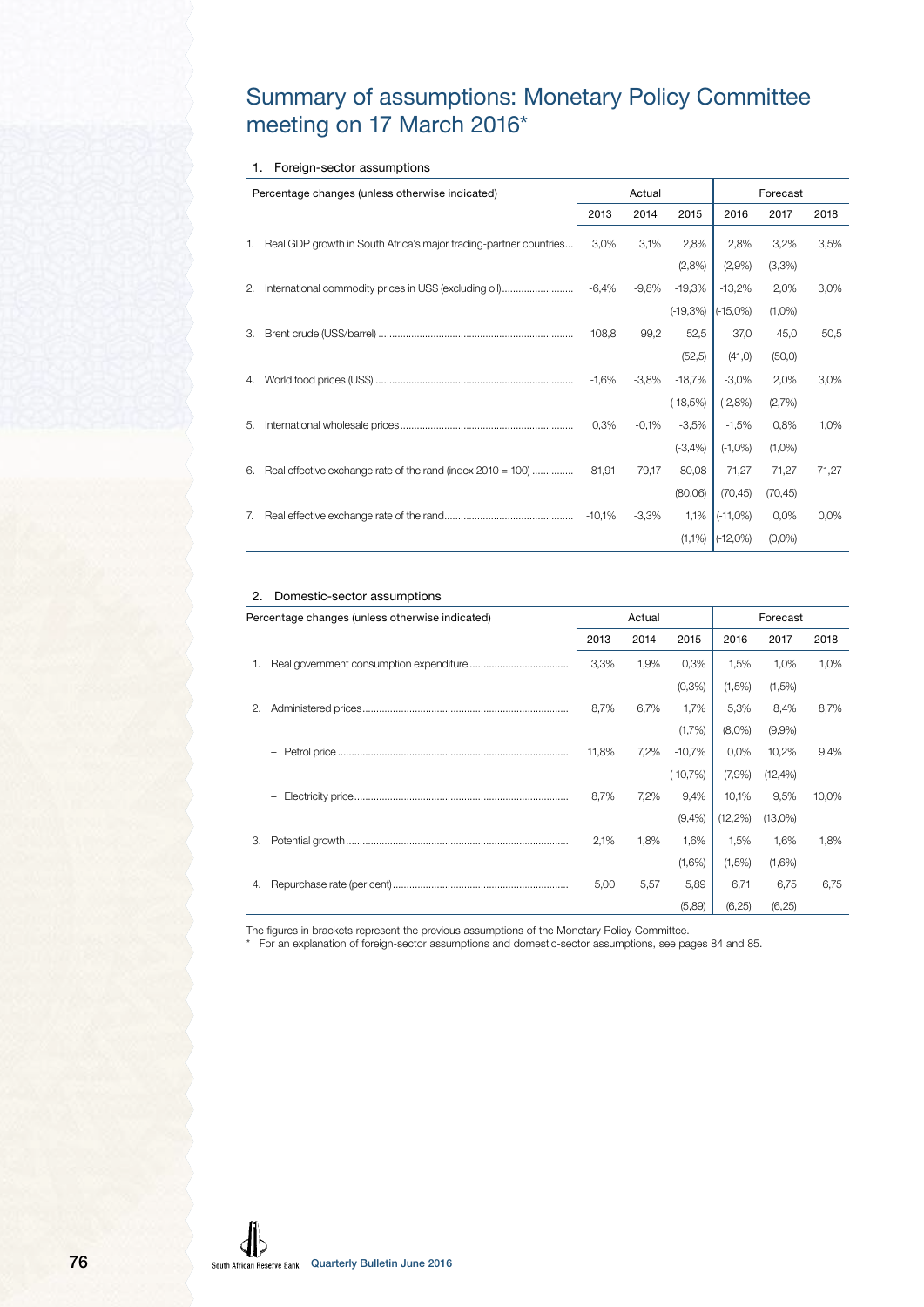# Summary of assumptions: Monetary Policy Committee meeting on 17 March 2016*

### 1. Foreign-sector assumptions

| Percentage changes (unless otherwise indicated) | Actual | | | Forecast | | |
|---|---|---|---|---|---|---|
| | 2013 | 2014 | 2015 | 2016 | 2017 | 2018 |
| 1. Real GDP growth in South Africa's major trading-partner countries | 3,0% | 3,1% | 2,8% | 2,8% | 3,2% | 3,5% |
| | | | (2,8%) | (2,9%) | (3,3%) | |
| 2. International commodity prices in US$ (excluding oil) | -6,4% | -9,8% | -19,3% | -13,2% | 2,0% | 3,0% |
| | | | (-19,3%) | (-15,0%) | (1,0%) | |
| 3. Brent crude (US$/barrel) | 108,8 | 99,2 | 52,5 | 37,0 | 45,0 | 50,5 |
| | | | (52,5) | (41,0) | (50,0) | |
| 4. World food prices (US$) | -1,6% | -3,8% | -18,7% | -3,0% | 2,0% | 3,0% |
| | | | (-18,5%) | (-2,8%) | (2,7%) | |
| 5. International wholesale prices | 0,3% | -0,1% | -3,5% | -1,5% | 0,8% | 1,0% |
| | | | (-3,4%) | (-1,0%) | (1,0%) | |
| 6. Real effective exchange rate of the rand (index 2010 = 100) | 81,91 | 79,17 | 80,08 | 71,27 | 71,27 | 71,27 |
| | | | (80,06) | (70,45) | (70,45) | |
| 7. Real effective exchange rate of the rand | -10,1% | -3,3% | 1,1% | (-11,0%) | 0,0% | 0,0% |
| | | | (1,1%) | (-12,0%) | (0,0%) | |

### 2. Domestic-sector assumptions

| Percentage changes (unless otherwise indicated) | Actual | | | Forecast | | |
|---|---|---|---|---|---|---|
| | 2013 | 2014 | 2015 | 2016 | 2017 | 2018 |
| 1. Real government consumption expenditure | 3,3% | 1,9% | 0,3% | 1,5% | 1,0% | 1,0% |
| | | | (0,3%) | (1,5%) | (1,5%) | |
| 2. Administered prices | 8,7% | 6,7% | 1,7% | 5,3% | 8,4% | 8,7% |
| | | | (1,7%) | (8,0%) | (9,9%) | |
| – Petrol price | 11,8% | 7,2% | -10,7% | 0,0% | 10,2% | 9,4% |
| | | | (-10,7%) | (7,9%) | (12,4%) | |
| – Electricity price | 8,7% | 7,2% | 9,4% | 10,1% | 9,5% | 10,0% |
| | | | (9,4%) | (12,2%) | (13,0%) | |
| 3. Potential growth | 2,1% | 1,8% | 1,6% | 1,5% | 1,6% | 1,8% |
| | | | (1,6%) | (1,5%) | (1,6%) | |
| 4. Repurchase rate (per cent) | 5,00 | 5,57 | 5,89 | 6,71 | 6,75 | 6,75 |
| | | | (5,89) | (6,25) | (6,25) | |

The figures in brackets represent the previous assumptions of the Monetary Policy Committee.

\* For an explanation of foreign-sector assumptions and domestic-sector assumptions, see pages 84 and 85.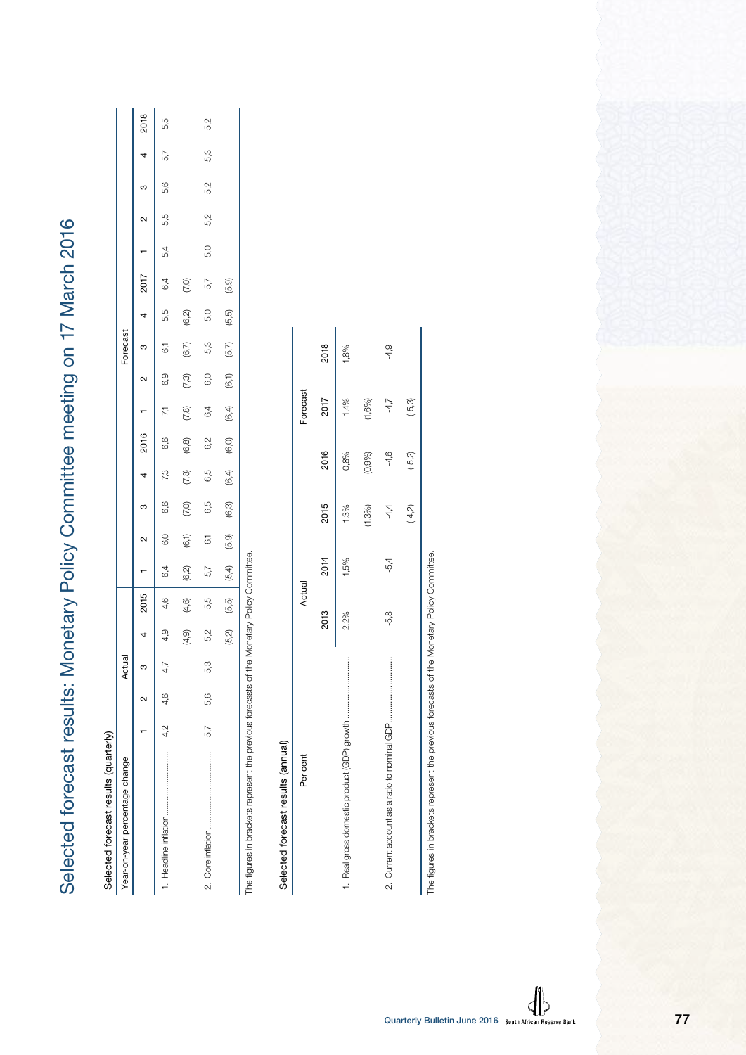# Selected forecast results: Monetary Policy Committee meeting on 17 March 2016

## Selected forecast results (quarterly)

| Year-on-year percentage change | Actual | | | | Forecast | | | | | | | | | | | | |
|---|---|---|---|---|---|---|---|---|---|---|---|---|---|---|---|---|---|
| | 1 | 2 | 3 | 4 | 2015 | 1 | 2 | 3 | 4 | 2016 | 1 | 2 | 3 | 4 | 2017 | 1 | 2 | 3 | 4 | 2018 |

| Year-on-year percentage change | Actual 1 | Actual 2 | Actual 3 | Actual 4 | 2015 | Forecast 1 | 2 | 3 | 4 | 2016 | 1 | 2 | 3 | 4 | 2017 | 1 | 2 | 3 | 4 | 2018 |
|---|---|---|---|---|---|---|---|---|---|---|---|---|---|---|---|---|---|---|---|---|
| 1. Headline inflation | 4,2 | 4,6 | 4,7 | 4,9 | 4,6 | 6,4 | 6,0 | 6,6 | 7,3 | 6,6 | 7,1 | 6,9 | 6,1 | 5,5 | 6,4 | 5,4 | 5,5 | 5,6 | 5,7 | 5,5 |
| | | | | (4,9) | (4,6) | (6,2) | (6,1) | (7,0) | (7,8) | (6,8) | (7,8) | (7,3) | (6,7) | (6,2) | (7,0) | | | | | |
| 2. Core inflation | 5,7 | 5,6 | 5,3 | 5,2 | 5,5 | 5,7 | 6,1 | 6,5 | 6,5 | 6,2 | 6,4 | 6,0 | 5,3 | 5,0 | 5,7 | 5,0 | 5,2 | 5,2 | 5,3 | 5,2 |
| | | | | (5,2) | (5,5) | (5,4) | (5,9) | (6,3) | (6,4) | (6,0) | (6,4) | (6,1) | (5,7) | (5,5) | (5,9) | | | | | |

The figures in brackets represent the previous forecasts of the Monetary Policy Committee.

## Selected forecast results (annual)

| Per cent | Actual | | | Forecast | | |
|---|---|---|---|---|---|---|
| | 2013 | 2014 | 2015 | 2016 | 2017 | 2018 |
| 1. Real gross domestic product (GDP) growth | 2,2% | 1,5% | 1,3% | 0,8% | 1,4% | 1,8% |
| | | | (1,3%) | (0,9%) | (1,6%) | |
| 2. Current account as a ratio to nominal GDP | -5,8 | -5,4 | -4,4 | -4,6 | -4,7 | -4,9 |
| | | | (-4,2) | (-5,2) | (-5,3) | |

The figures in brackets represent the previous forecasts of the Monetary Policy Committee.